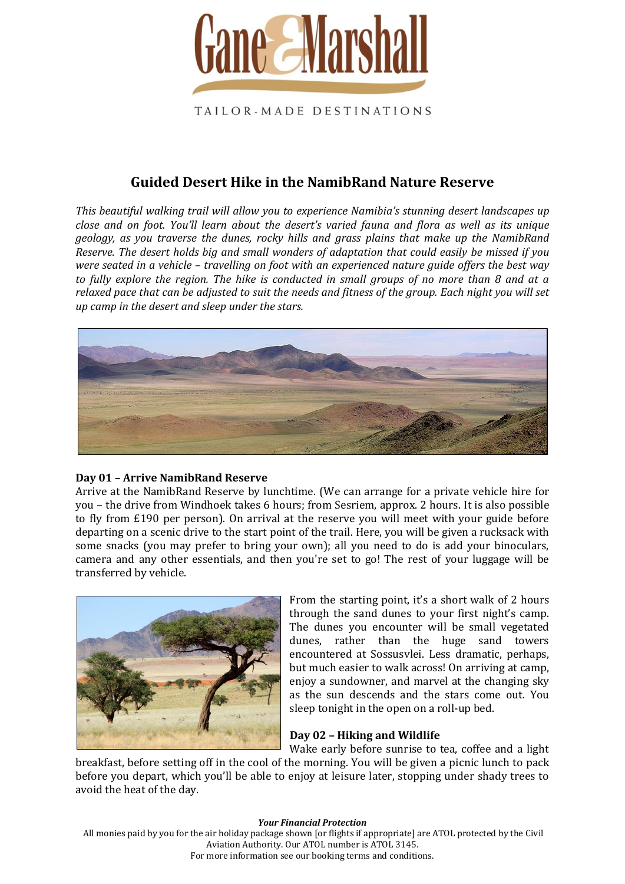Gane & Marshall

TAILOR-MADE DESTINATIONS

# Guided Desert Hike in the NamibRand Nature Reserve

*This beautiful walking trail will allow you to experience Namibia's stunning desert landscapes up close and on foot. You'll learn about the desert's varied fauna and flora as well as its unique geology, as you traverse the dunes, rocky hills and grass plains that make up the NamibRand Reserve. The desert holds big and small wonders of adaptation that could easily be missed if you were seated in a vehicle – travelling on foot with an experienced nature guide offers the best way to fully explore the region. The hike is conducted in small groups of no more than 8 and at a relaxed pace that can be adjusted to suit the needs and fitness of the group. Each night you will set up camp in the desert and sleep under the stars.*

### Day 01 – Arrive NamibRand Reserve

Arrive at the NamibRand Reserve by lunchtime. (We can arrange for a private vehicle hire for you – the drive from Windhoek takes 6 hours; from Sesriem, approx. 2 hours. It is also possible to fly from £190 per person). On arrival at the reserve you will meet with your guide before departing on a scenic drive to the start point of the trail. Here, you will be given a rucksack with some snacks (you may prefer to bring your own); all you need to do is add your binoculars, camera and any other essentials, and then you're set to go! The rest of your luggage will be transferred by vehicle.

From the starting point, it's a short walk of 2 hours through the sand dunes to your first night's camp. The dunes you encounter will be small vegetated dunes, rather than the huge sand towers encountered at Sossusvlei. Less dramatic, perhaps, but much easier to walk across! On arriving at camp, enjoy a sundowner, and marvel at the changing sky as the sun descends and the stars come out. You sleep tonight in the open on a roll-up bed.

### Day 02 – Hiking and Wildlife

Wake early before sunrise to tea, coffee and a light breakfast, before setting off in the cool of the morning. You will be given a picnic lunch to pack before you depart, which you'll be able to enjoy at leisure later, stopping under shady trees to avoid the heat of the day.

***Your Financial Protection***

All monies paid by you for the air holiday package shown [or flights if appropriate] are ATOL protected by the Civil Aviation Authority. Our ATOL number is ATOL 3145.
For more information see our booking terms and conditions.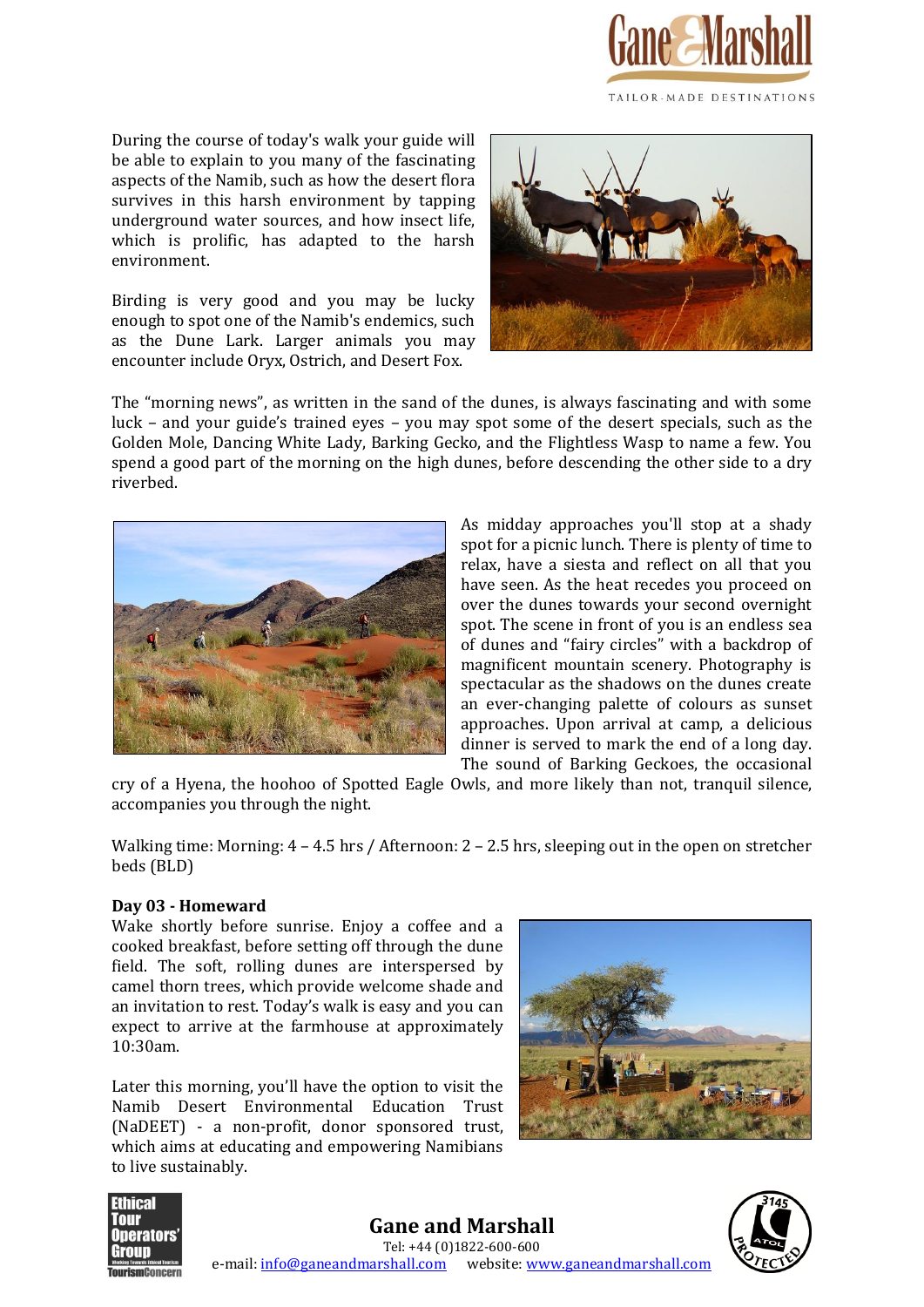During the course of today's walk your guide will be able to explain to you many of the fascinating aspects of the Namib, such as how the desert flora survives in this harsh environment by tapping underground water sources, and how insect life, which is prolific, has adapted to the harsh environment.

Birding is very good and you may be lucky enough to spot one of the Namib's endemics, such as the Dune Lark. Larger animals you may encounter include Oryx, Ostrich, and Desert Fox.

The "morning news", as written in the sand of the dunes, is always fascinating and with some luck – and your guide's trained eyes – you may spot some of the desert specials, such as the Golden Mole, Dancing White Lady, Barking Gecko, and the Flightless Wasp to name a few. You spend a good part of the morning on the high dunes, before descending the other side to a dry riverbed.

As midday approaches you'll stop at a shady spot for a picnic lunch. There is plenty of time to relax, have a siesta and reflect on all that you have seen. As the heat recedes you proceed on over the dunes towards your second overnight spot. The scene in front of you is an endless sea of dunes and "fairy circles" with a backdrop of magnificent mountain scenery. Photography is spectacular as the shadows on the dunes create an ever-changing palette of colours as sunset approaches. Upon arrival at camp, a delicious dinner is served to mark the end of a long day. The sound of Barking Geckoes, the occasional cry of a Hyena, the hoohoo of Spotted Eagle Owls, and more likely than not, tranquil silence, accompanies you through the night.

Walking time: Morning: 4 – 4.5 hrs / Afternoon: 2 – 2.5 hrs, sleeping out in the open on stretcher beds (BLD)

**Day 03 - Homeward**

Wake shortly before sunrise. Enjoy a coffee and a cooked breakfast, before setting off through the dune field. The soft, rolling dunes are interspersed by camel thorn trees, which provide welcome shade and an invitation to rest. Today's walk is easy and you can expect to arrive at the farmhouse at approximately 10:30am.

Later this morning, you'll have the option to visit the Namib Desert Environmental Education Trust (NaDEET) - a non-profit, donor sponsored trust, which aims at educating and empowering Namibians to live sustainably.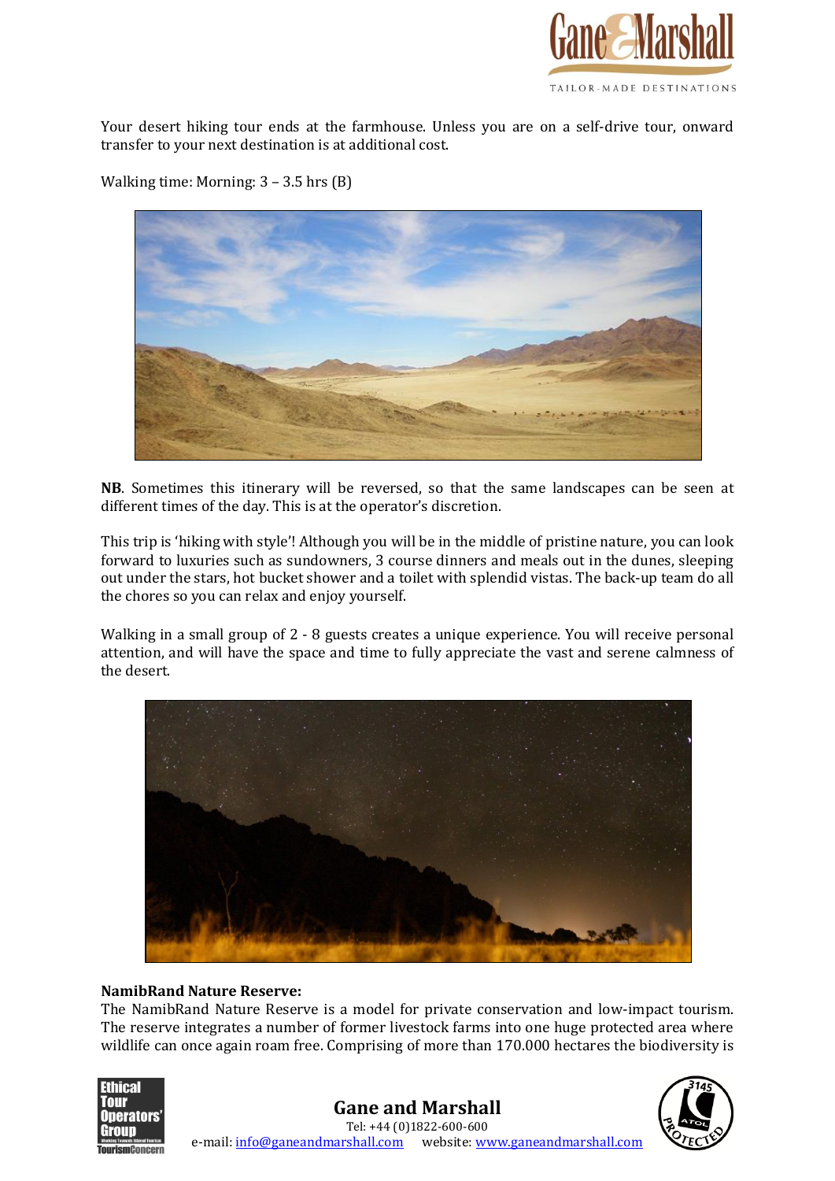Your desert hiking tour ends at the farmhouse. Unless you are on a self-drive tour, onward transfer to your next destination is at additional cost.

Walking time: Morning: 3 – 3.5 hrs (B)

**NB**. Sometimes this itinerary will be reversed, so that the same landscapes can be seen at different times of the day. This is at the operator's discretion.

This trip is 'hiking with style'! Although you will be in the middle of pristine nature, you can look forward to luxuries such as sundowners, 3 course dinners and meals out in the dunes, sleeping out under the stars, hot bucket shower and a toilet with splendid vistas. The back-up team do all the chores so you can relax and enjoy yourself.

Walking in a small group of 2 - 8 guests creates a unique experience. You will receive personal attention, and will have the space and time to fully appreciate the vast and serene calmness of the desert.

**NamibRand Nature Reserve:**

The NamibRand Nature Reserve is a model for private conservation and low-impact tourism. The reserve integrates a number of former livestock farms into one huge protected area where wildlife can once again roam free. Comprising of more than 170.000 hectares the biodiversity is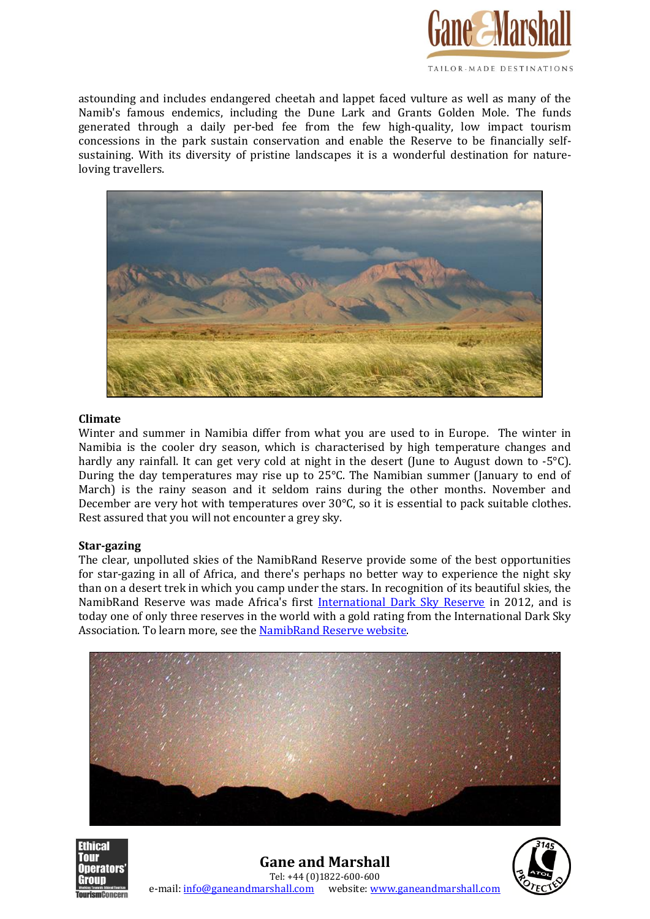astounding and includes endangered cheetah and lappet faced vulture as well as many of the Namib's famous endemics, including the Dune Lark and Grants Golden Mole. The funds generated through a daily per-bed fee from the few high-quality, low impact tourism concessions in the park sustain conservation and enable the Reserve to be financially self-sustaining. With its diversity of pristine landscapes it is a wonderful destination for nature-loving travellers.

**Climate**

Winter and summer in Namibia differ from what you are used to in Europe. The winter in Namibia is the cooler dry season, which is characterised by high temperature changes and hardly any rainfall. It can get very cold at night in the desert (June to August down to -5°C). During the day temperatures may rise up to 25°C. The Namibian summer (January to end of March) is the rainy season and it seldom rains during the other months. November and December are very hot with temperatures over 30°C, so it is essential to pack suitable clothes. Rest assured that you will not encounter a grey sky.

**Star-gazing**

The clear, unpolluted skies of the NamibRand Reserve provide some of the best opportunities for star-gazing in all of Africa, and there's perhaps no better way to experience the night sky than on a desert trek in which you camp under the stars. In recognition of its beautiful skies, the NamibRand Reserve was made Africa's first International Dark Sky Reserve in 2012, and is today one of only three reserves in the world with a gold rating from the International Dark Sky Association. To learn more, see the NamibRand Reserve website.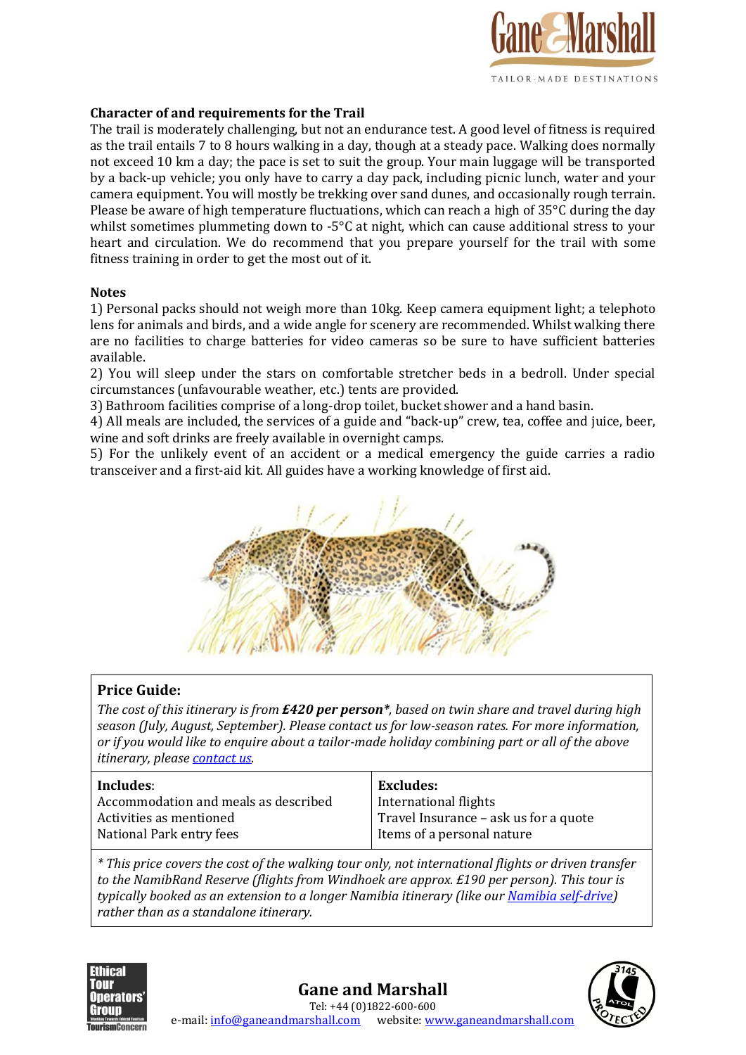**Character of and requirements for the Trail**

The trail is moderately challenging, but not an endurance test. A good level of fitness is required as the trail entails 7 to 8 hours walking in a day, though at a steady pace. Walking does normally not exceed 10 km a day; the pace is set to suit the group. Your main luggage will be transported by a back-up vehicle; you only have to carry a day pack, including picnic lunch, water and your camera equipment. You will mostly be trekking over sand dunes, and occasionally rough terrain. Please be aware of high temperature fluctuations, which can reach a high of 35°C during the day whilst sometimes plummeting down to -5°C at night, which can cause additional stress to your heart and circulation. We do recommend that you prepare yourself for the trail with some fitness training in order to get the most out of it.

**Notes**

1) Personal packs should not weigh more than 10kg. Keep camera equipment light; a telephoto lens for animals and birds, and a wide angle for scenery are recommended. Whilst walking there are no facilities to charge batteries for video cameras so be sure to have sufficient batteries available.
2) You will sleep under the stars on comfortable stretcher beds in a bedroll. Under special circumstances (unfavourable weather, etc.) tents are provided.
3) Bathroom facilities comprise of a long-drop toilet, bucket shower and a hand basin.
4) All meals are included, the services of a guide and "back-up" crew, tea, coffee and juice, beer, wine and soft drinks are freely available in overnight camps.
5) For the unlikely event of an accident or a medical emergency the guide carries a radio transceiver and a first-aid kit. All guides have a working knowledge of first aid.

**Price Guide:**

*The cost of this itinerary is from* ***£420 per person\****, *based on twin share and travel during high season (July, August, September). Please contact us for low-season rates. For more information, or if you would like to enquire about a tailor-made holiday combining part or all of the above itinerary, please contact us.*

| **Includes**: | **Excludes:** |
|---|---|
| Accommodation and meals as described | International flights |
| Activities as mentioned | Travel Insurance – ask us for a quote |
| National Park entry fees | Items of a personal nature |

*\* This price covers the cost of the walking tour only, not international flights or driven transfer to the NamibRand Reserve (flights from Windhoek are approx. £190 per person). This tour is typically booked as an extension to a longer Namibia itinerary (like our Namibia self-drive) rather than as a standalone itinerary.*

**Gane and Marshall**
Tel: +44 (0)1822-600-600
e-mail: info@ganeandmarshall.com website: www.ganeandmarshall.com